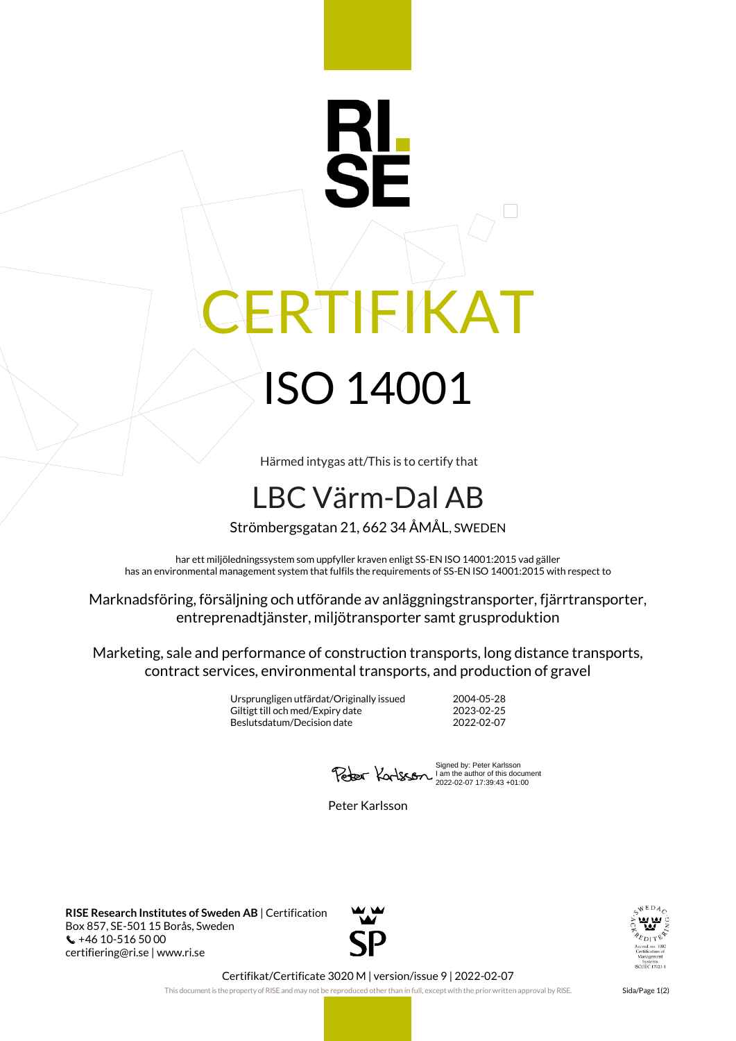# CERTIFIKAT

## ISO 14001

Härmed intygas att/This is to certify that

## LBC Värm-Dal AB

Strömbergsgatan 21, 662 34 ÅMÅL, SWEDEN

har ett miljöledningssystem som uppfyller kraven enligt SS-EN ISO 14001:2015 vad gäller
has an environmental management system that fulfils the requirements of SS-EN ISO 14001:2015 with respect to

Marknadsföring, försäljning och utförande av anläggningstransporter, fjärrtransporter, entreprenadtjänster, miljötransporter samt grusproduktion

Marketing, sale and performance of construction transports, long distance transports, contract services, environmental transports, and production of gravel

| | |
|---|---|
| Ursprungligen utfärdat/Originally issued | 2004-05-28 |
| Giltigt till och med/Expiry date | 2023-02-25 |
| Beslutsdatum/Decision date | 2022-02-07 |

Signed by: Peter Karlsson
I am the author of this document
2022-02-07 17:39:43 +01:00

Peter Karlsson

**RISE Research Institutes of Sweden AB** | Certification
Box 857, SE-501 15 Borås, Sweden
+46 10-516 50 00
certifiering@ri.se | www.ri.se

Accred. no. 1002
Certification of Management Systems
ISO/IEC 17021-1

Certifikat/Certificate 3020 M | version/issue 9 | 2022-02-07

This document is the property of RISE and may not be reproduced other than in full, except with the prior written approval by RISE.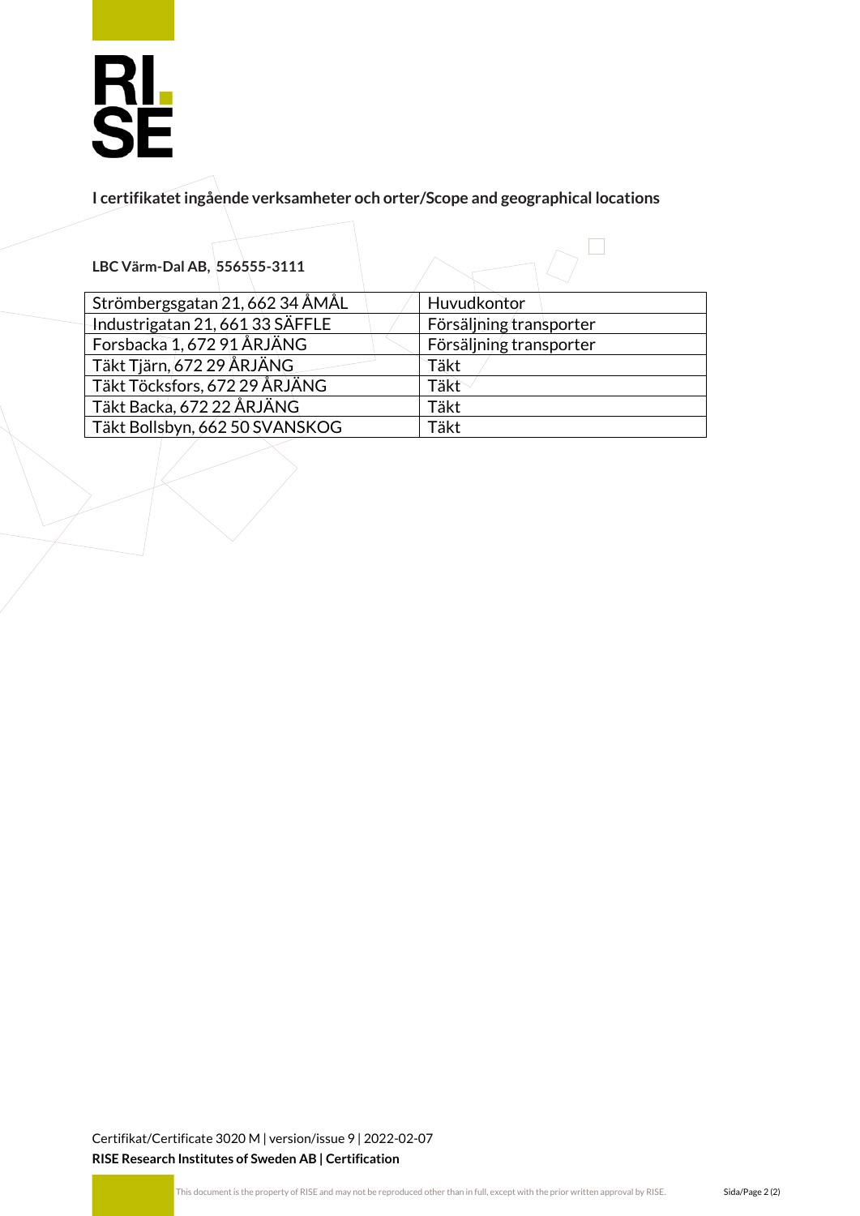**I certifikatet ingående verksamheter och orter/Scope and geographical locations**

**LBC Värm-Dal AB, 556555-3111**

| | |
|---|---|
| Strömbergsgatan 21, 662 34 ÅMÅL | Huvudkontor |
| Industrigatan 21, 661 33 SÄFFLE | Försäljning transporter |
| Forsbacka 1, 672 91 ÅRJÄNG | Försäljning transporter |
| Täkt Tjärn, 672 29 ÅRJÄNG | Täkt |
| Täkt Töcksfors, 672 29 ÅRJÄNG | Täkt |
| Täkt Backa, 672 22 ÅRJÄNG | Täkt |
| Täkt Bollsbyn, 662 50 SVANSKOG | Täkt |

Certifikat/Certificate 3020 M | version/issue 9 | 2022-02-07

**RISE Research Institutes of Sweden AB | Certification**

This document is the property of RISE and may not be reproduced other than in full, except with the prior written approval by RISE.